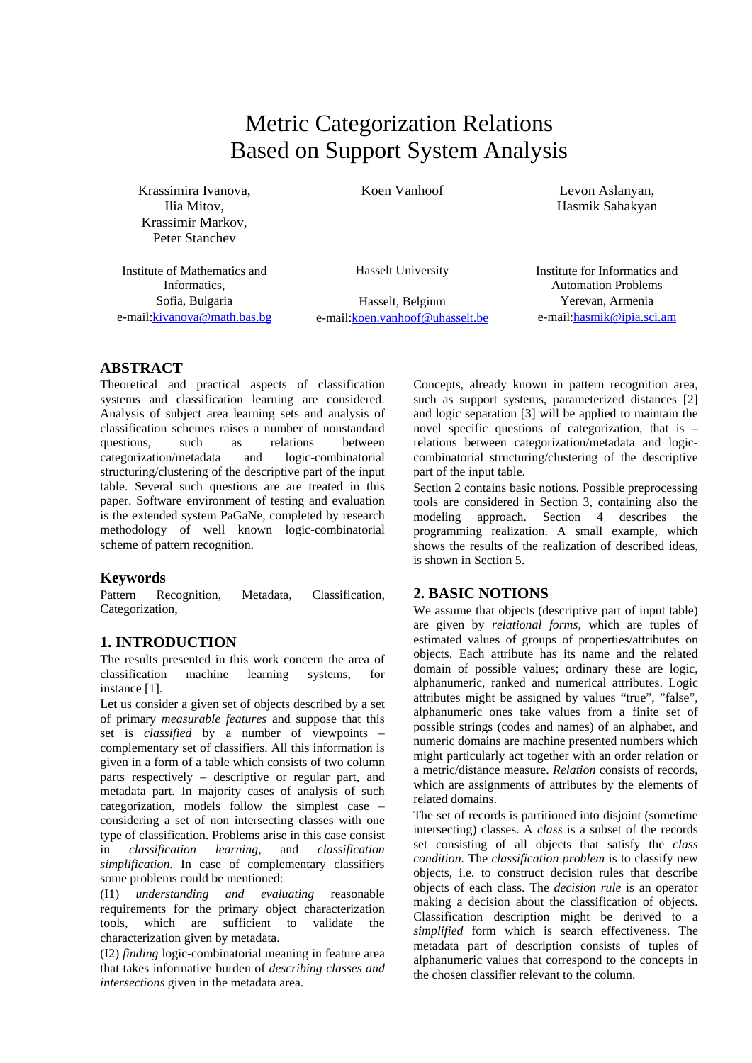# Metric Categorization Relations Based on Support System Analysis

Krassimira Ivanova, Ilia Mitov, Krassimir Markov, Peter Stanchev

Institute of Mathematics and Informatics, Sofia, Bulgaria
e-mail:kivanova@math.bas.bg

Koen Vanhoof

Hasselt University
Hasselt, Belgium
e-mail:koen.vanhoof@uhasselt.be

Levon Aslanyan, Hasmik Sahakyan

Institute for Informatics and Automation Problems
Yerevan, Armenia
e-mail:hasmik@ipia.sci.am

## ABSTRACT

Theoretical and practical aspects of classification systems and classification learning are considered. Analysis of subject area learning sets and analysis of classification schemes raises a number of nonstandard questions, such as relations between categorization/metadata and logic-combinatorial structuring/clustering of the descriptive part of the input table. Several such questions are are treated in this paper. Software environment of testing and evaluation is the extended system PaGaNe, completed by research methodology of well known logic-combinatorial scheme of pattern recognition.

### Keywords

Pattern Recognition, Metadata, Classification, Categorization,

## 1. INTRODUCTION

The results presented in this work concern the area of classification machine learning systems, for instance [1].

Let us consider a given set of objects described by a set of primary *measurable features* and suppose that this set is *classified* by a number of viewpoints – complementary set of classifiers. All this information is given in a form of a table which consists of two column parts respectively – descriptive or regular part, and metadata part. In majority cases of analysis of such categorization, models follow the simplest case – considering a set of non intersecting classes with one type of classification. Problems arise in this case consist in *classification learning*, and *classification simplification*. In case of complementary classifiers some problems could be mentioned:

(I1) *understanding and evaluating* reasonable requirements for the primary object characterization tools, which are sufficient to validate the characterization given by metadata.

(I2) *finding* logic-combinatorial meaning in feature area that takes informative burden of *describing classes and intersections* given in the metadata area.

Concepts, already known in pattern recognition area, such as support systems, parameterized distances [2] and logic separation [3] will be applied to maintain the novel specific questions of categorization, that is – relations between categorization/metadata and logic-combinatorial structuring/clustering of the descriptive part of the input table.

Section 2 contains basic notions. Possible preprocessing tools are considered in Section 3, containing also the modeling approach. Section 4 describes the programming realization. A small example, which shows the results of the realization of described ideas, is shown in Section 5.

## 2. BASIC NOTIONS

We assume that objects (descriptive part of input table) are given by *relational forms*, which are tuples of estimated values of groups of properties/attributes on objects. Each attribute has its name and the related domain of possible values; ordinary these are logic, alphanumeric, ranked and numerical attributes. Logic attributes might be assigned by values "true", "false", alphanumeric ones take values from a finite set of possible strings (codes and names) of an alphabet, and numeric domains are machine presented numbers which might particularly act together with an order relation or a metric/distance measure. *Relation* consists of records, which are assignments of attributes by the elements of related domains.

The set of records is partitioned into disjoint (sometime intersecting) classes. A *class* is a subset of the records set consisting of all objects that satisfy the *class condition*. The *classification problem* is to classify new objects, i.e. to construct decision rules that describe objects of each class. The *decision rule* is an operator making a decision about the classification of objects. Classification description might be derived to a *simplified* form which is search effectiveness. The metadata part of description consists of tuples of alphanumeric values that correspond to the concepts in the chosen classifier relevant to the column.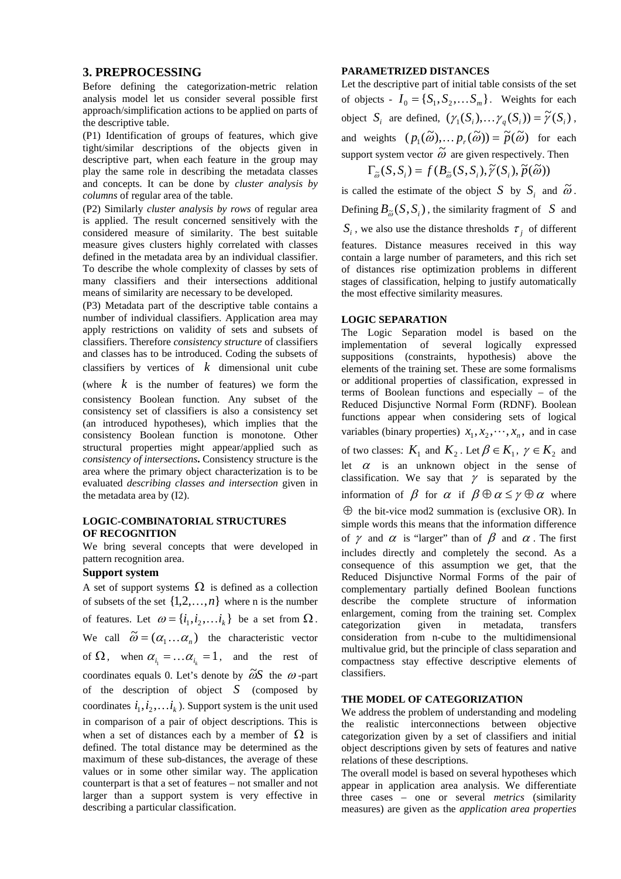## 3. PREPROCESSING

Before defining the categorization-metric relation analysis model let us consider several possible first approach/simplification actions to be applied on parts of the descriptive table.

(P1) Identification of groups of features, which give tight/similar descriptions of the objects given in descriptive part, when each feature in the group may play the same role in describing the metadata classes and concepts. It can be done by *cluster analysis by columns* of regular area of the table.

(P2) Similarly *cluster analysis by rows* of regular area is applied. The result concerned sensitively with the considered measure of similarity. The best suitable measure gives clusters highly correlated with classes defined in the metadata area by an individual classifier. To describe the whole complexity of classes by sets of many classifiers and their intersections additional means of similarity are necessary to be developed.

(P3) Metadata part of the descriptive table contains a number of individual classifiers. Application area may apply restrictions on validity of sets and subsets of classifiers. Therefore *consistency structure* of classifiers and classes has to be introduced. Coding the subsets of classifiers by vertices of $k$ dimensional unit cube (where $k$ is the number of features) we form the consistency Boolean function. Any subset of the consistency set of classifiers is also a consistency set (an introduced hypotheses), which implies that the consistency Boolean function is monotone. Other structural properties might appear/applied such as *consistency of intersections***.** Consistency structure is the area where the primary object characterization is to be evaluated *describing classes and intersection* given in the metadata area by (I2).

### LOGIC-COMBINATORIAL STRUCTURES OF RECOGNITION

We bring several concepts that were developed in pattern recognition area.

#### Support system

A set of support systems $\Omega$ is defined as a collection of subsets of the set $\{1,2,\ldots,n\}$ where n is the number of features. Let $\omega = \{i_1, i_2, \ldots i_k\}$ be a set from $\Omega$. We call $\tilde{\omega} = (\alpha_1 \ldots \alpha_n)$ the characteristic vector of $\Omega$, when $\alpha_{i_1} = \ldots \alpha_{i_k} = 1$, and the rest of coordinates equals 0. Let's denote by $\tilde{\omega}S$ the $\omega$-part of the description of object $S$ (composed by coordinates $i_1, i_2, \ldots i_k$). Support system is the unit used in comparison of a pair of object descriptions. This is when a set of distances each by a member of $\Omega$ is defined. The total distance may be determined as the maximum of these sub-distances, the average of these values or in some other similar way. The application counterpart is that a set of features – not smaller and not larger than a support system is very effective in describing a particular classification.

### PARAMETRIZED DISTANCES

Let the descriptive part of initial table consists of the set of objects - $I_0 = \{S_1, S_2, \ldots S_m\}$. Weights for each object $S_i$ are defined, $(\gamma_1(S_i), \ldots \gamma_q(S_i)) = \tilde{\gamma}(S_i)$, and weights $(p_1(\tilde{\omega}), \ldots p_r(\tilde{\omega})) = \tilde{p}(\tilde{\omega})$ for each support system vector $\tilde{\omega}$ are given respectively. Then

$$\Gamma_{\tilde{\omega}}(S, S_i) = f(B_{\tilde{\omega}}(S, S_i), \tilde{\gamma}(S_i), \tilde{p}(\tilde{\omega}))$$

is called the estimate of the object $S$ by $S_i$ and $\tilde{\omega}$. Defining $B_{\tilde{\omega}}(S, S_i)$, the similarity fragment of $S$ and $S_i$, we also use the distance thresholds $\tau_j$ of different features. Distance measures received in this way contain a large number of parameters, and this rich set of distances rise optimization problems in different stages of classification, helping to justify automatically the most effective similarity measures.

### LOGIC SEPARATION

The Logic Separation model is based on the implementation of several logically expressed suppositions (constraints, hypothesis) above the elements of the training set. These are some formalisms or additional properties of classification, expressed in terms of Boolean functions and especially – of the Reduced Disjunctive Normal Form (RDNF). Boolean functions appear when considering sets of logical variables (binary properties) $x_1, x_2, \cdots, x_n$, and in case of two classes: $K_1$ and $K_2$. Let $\beta \in K_1$, $\gamma \in K_2$ and let $\alpha$ is an unknown object in the sense of classification. We say that $\gamma$ is separated by the information of $\beta$ for $\alpha$ if $\beta \oplus \alpha \le \gamma \oplus \alpha$ where $\oplus$ the bit-vice mod2 summation is (exclusive OR). In simple words this means that the information difference of $\gamma$ and $\alpha$ is "larger" than of $\beta$ and $\alpha$. The first includes directly and completely the second. As a consequence of this assumption we get, that the Reduced Disjunctive Normal Forms of the pair of complementary partially defined Boolean functions describe the complete structure of information enlargement, coming from the training set. Complex categorization given in metadata, transfers consideration from n-cube to the multidimensional multivalue grid, but the principle of class separation and compactness stay effective descriptive elements of classifiers.

### THE MODEL OF CATEGORIZATION

We address the problem of understanding and modeling the realistic interconnections between objective categorization given by a set of classifiers and initial object descriptions given by sets of features and native relations of these descriptions.

The overall model is based on several hypotheses which appear in application area analysis. We differentiate three cases – one or several *metrics* (similarity measures) are given as the *application area properties*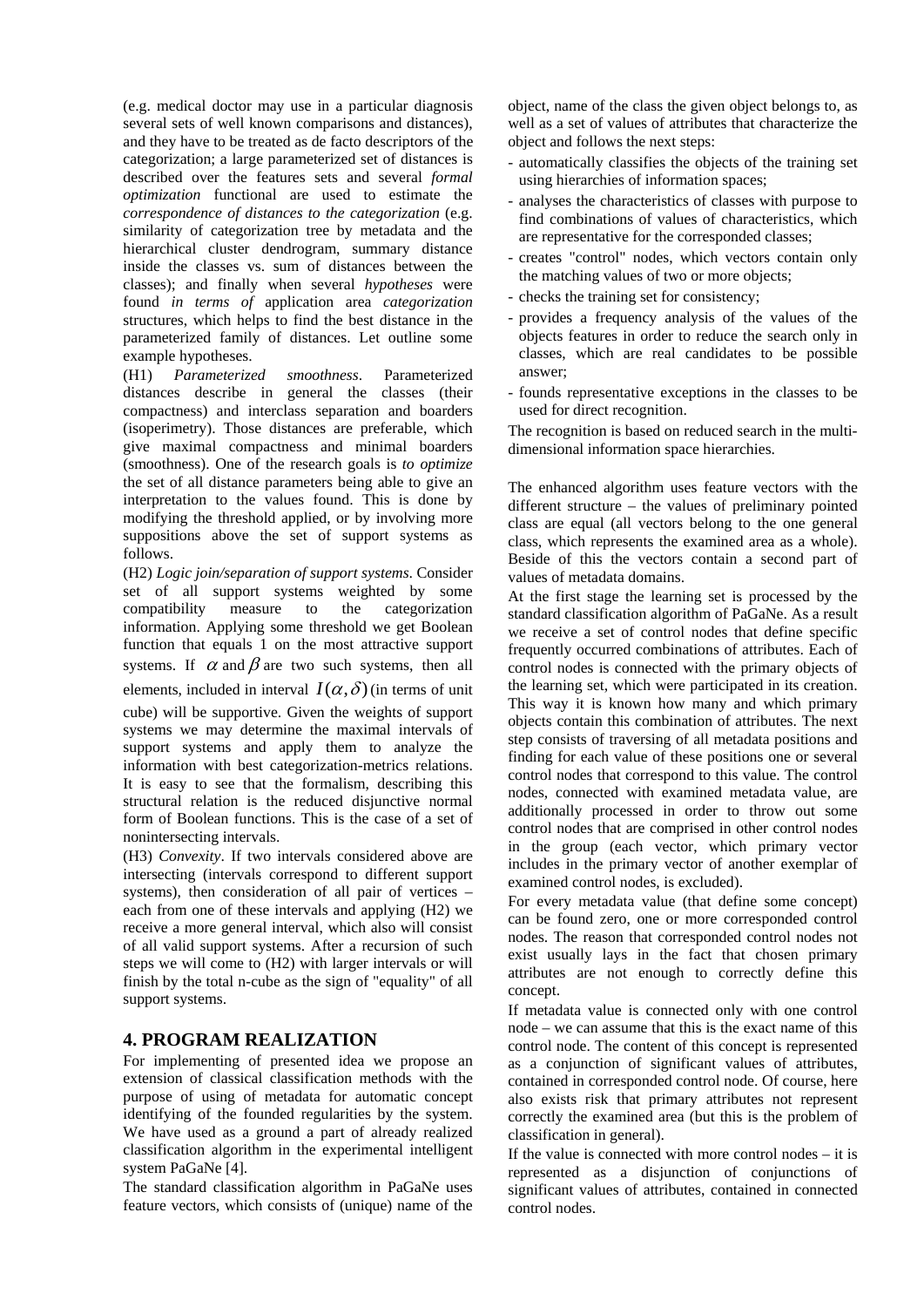(e.g. medical doctor may use in a particular diagnosis several sets of well known comparisons and distances), and they have to be treated as de facto descriptors of the categorization; a large parameterized set of distances is described over the features sets and several *formal optimization* functional are used to estimate the *correspondence of distances to the categorization* (e.g. similarity of categorization tree by metadata and the hierarchical cluster dendrogram, summary distance inside the classes vs. sum of distances between the classes); and finally when several *hypotheses* were found *in terms of* application area *categorization* structures, which helps to find the best distance in the parameterized family of distances. Let outline some example hypotheses.

(H1) *Parameterized smoothness*. Parameterized distances describe in general the classes (their compactness) and interclass separation and boarders (isoperimetry). Those distances are preferable, which give maximal compactness and minimal boarders (smoothness). One of the research goals is *to optimize* the set of all distance parameters being able to give an interpretation to the values found. This is done by modifying the threshold applied, or by involving more suppositions above the set of support systems as follows.

(H2) *Logic join/separation of support systems*. Consider set of all support systems weighted by some compatibility measure to the categorization information. Applying some threshold we get Boolean function that equals 1 on the most attractive support systems. If $\alpha$ and $\beta$ are two such systems, then all elements, included in interval $I(\alpha,\delta)$ (in terms of unit cube) will be supportive. Given the weights of support systems we may determine the maximal intervals of support systems and apply them to analyze the information with best categorization-metrics relations. It is easy to see that the formalism, describing this structural relation is the reduced disjunctive normal form of Boolean functions. This is the case of a set of nonintersecting intervals.

(H3) *Convexity*. If two intervals considered above are intersecting (intervals correspond to different support systems), then consideration of all pair of vertices – each from one of these intervals and applying (H2) we receive a more general interval, which also will consist of all valid support systems. After a recursion of such steps we will come to (H2) with larger intervals or will finish by the total n-cube as the sign of "equality" of all support systems.

## 4. PROGRAM REALIZATION

For implementing of presented idea we propose an extension of classical classification methods with the purpose of using of metadata for automatic concept identifying of the founded regularities by the system. We have used as a ground a part of already realized classification algorithm in the experimental intelligent system PaGaNe [4].

The standard classification algorithm in PaGaNe uses feature vectors, which consists of (unique) name of the object, name of the class the given object belongs to, as well as a set of values of attributes that characterize the object and follows the next steps:

- automatically classifies the objects of the training set using hierarchies of information spaces;
- analyses the characteristics of classes with purpose to find combinations of values of characteristics, which are representative for the corresponded classes;
- creates "control" nodes, which vectors contain only the matching values of two or more objects;
- checks the training set for consistency;
- provides a frequency analysis of the values of the objects features in order to reduce the search only in classes, which are real candidates to be possible answer;
- founds representative exceptions in the classes to be used for direct recognition.

The recognition is based on reduced search in the multi-dimensional information space hierarchies.

The enhanced algorithm uses feature vectors with the different structure – the values of preliminary pointed class are equal (all vectors belong to the one general class, which represents the examined area as a whole). Beside of this the vectors contain a second part of values of metadata domains.

At the first stage the learning set is processed by the standard classification algorithm of PaGaNe. As a result we receive a set of control nodes that define specific frequently occurred combinations of attributes. Each of control nodes is connected with the primary objects of the learning set, which were participated in its creation. This way it is known how many and which primary objects contain this combination of attributes. The next step consists of traversing of all metadata positions and finding for each value of these positions one or several control nodes that correspond to this value. The control nodes, connected with examined metadata value, are additionally processed in order to throw out some control nodes that are comprised in other control nodes in the group (each vector, which primary vector includes in the primary vector of another exemplar of examined control nodes, is excluded).

For every metadata value (that define some concept) can be found zero, one or more corresponded control nodes. The reason that corresponded control nodes not exist usually lays in the fact that chosen primary attributes are not enough to correctly define this concept.

If metadata value is connected only with one control node – we can assume that this is the exact name of this control node. The content of this concept is represented as a conjunction of significant values of attributes, contained in corresponded control node. Of course, here also exists risk that primary attributes not represent correctly the examined area (but this is the problem of classification in general).

If the value is connected with more control nodes – it is represented as a disjunction of conjunctions of significant values of attributes, contained in connected control nodes.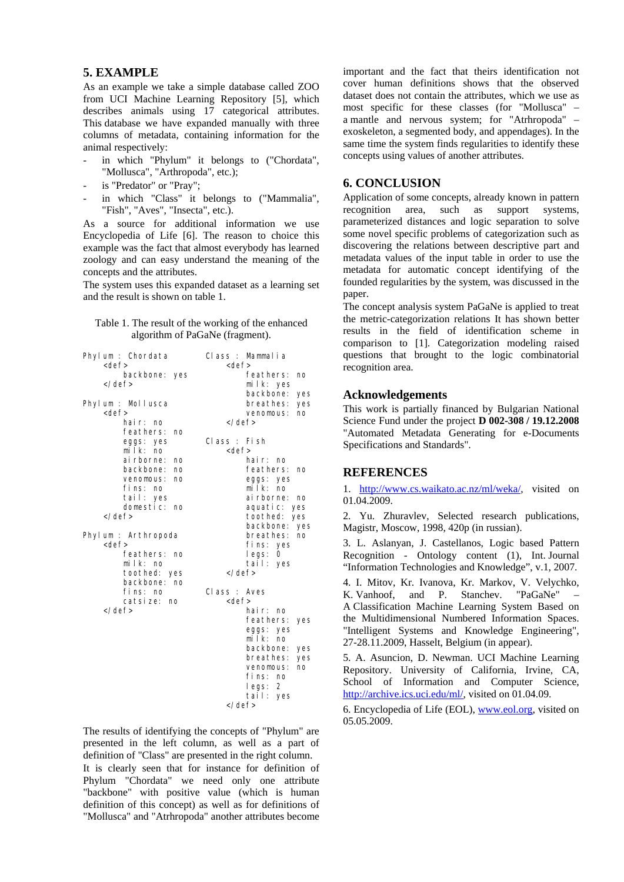## 5. EXAMPLE

As an example we take a simple database called ZOO from UCI Machine Learning Repository [5], which describes animals using 17 categorical attributes. This database we have expanded manually with three columns of metadata, containing information for the animal respectively:

- in which "Phylum" it belongs to ("Chordata", "Mollusca", "Arthropoda", etc.);
- is "Predator" or "Pray";
- in which "Class" it belongs to ("Mammalia", "Fish", "Aves", "Insecta", etc.).

As a source for additional information we use Encyclopedia of Life [6]. The reason to choice this example was the fact that almost everybody has learned zoology and can easy understand the meaning of the concepts and the attributes.

The system uses this expanded dataset as a learning set and the result is shown on table 1.

Table 1. The result of the working of the enhanced algorithm of PaGaNe (fragment).

```
Phylum : Chordata
    <def>
        backbone: yes
    </def>

Phylum : Mollusca
    <def>
        hair: no
        feathers: no
        eggs: yes
        milk: no
        airborne: no
        backbone: no
        venomous: no
        fins: no
        tail: yes
        domestic: no
    </def>

Phylum : Arthropoda
    <def>
        feathers: no
        milk: no
        toothed: yes
        backbone: no
        fins: no
        catsize: no
    </def>
```

```
Class : Mammalia
    <def>
        feathers: no
        milk: yes
        backbone: yes
        breathes: yes
        venomous: no
    </def>

Class : Fish
    <def>
        hair: no
        feathers: no
        eggs: yes
        milk: no
        airborne: no
        aquatic: yes
        toothed: yes
        backbone: yes
        breathes: no
        fins: yes
        legs: 0
        tail: yes
    </def>

Class : Aves
    <def>
        hair: no
        feathers: yes
        eggs: yes
        milk: no
        backbone: yes
        breathes: yes
        venomous: no
        fins: no
        legs: 2
        tail: yes
    </def>
```

The results of identifying the concepts of "Phylum" are presented in the left column, as well as a part of definition of "Class" are presented in the right column.

It is clearly seen that for instance for definition of Phylum "Chordata" we need only one attribute "backbone" with positive value (which is human definition of this concept) as well as for definitions of "Mollusca" and "Atrhropoda" another attributes become important and the fact that theirs identification not cover human definitions shows that the observed dataset does not contain the attributes, which we use as most specific for these classes (for "Mollusca" – a mantle and nervous system; for "Atrhropoda" – exoskeleton, a segmented body, and appendages). In the same time the system finds regularities to identify these concepts using values of another attributes.

## 6. CONCLUSION

Application of some concepts, already known in pattern recognition area, such as support systems, parameterized distances and logic separation to solve some novel specific problems of categorization such as discovering the relations between descriptive part and metadata values of the input table in order to use the metadata for automatic concept identifying of the founded regularities by the system, was discussed in the paper.

The concept analysis system PaGaNe is applied to treat the metric-categorization relations It has shown better results in the field of identification scheme in comparison to [1]. Categorization modeling raised questions that brought to the logic combinatorial recognition area.

## Acknowledgements

This work is partially financed by Bulgarian National Science Fund under the project **D 002-308 / 19.12.2008** "Automated Metadata Generating for e-Documents Specifications and Standards".

## REFERENCES

1. http://www.cs.waikato.ac.nz/ml/weka/, visited on 01.04.2009.

2. Yu. Zhuravlev, Selected research publications, Magistr, Moscow, 1998, 420p (in russian).

3. L. Aslanyan, J. Castellanos, Logic based Pattern Recognition - Ontology content (1), Int. Journal "Information Technologies and Knowledge", v.1, 2007.

4. I. Mitov, Kr. Ivanova, Kr. Markov, V. Velychko, K. Vanhoof, and P. Stanchev. "PaGaNe" – A Classification Machine Learning System Based on the Multidimensional Numbered Information Spaces. "Intelligent Systems and Knowledge Engineering", 27-28.11.2009, Hasselt, Belgium (in appear).

5. A. Asuncion, D. Newman. UCI Machine Learning Repository. University of California, Irvine, CA, School of Information and Computer Science, http://archive.ics.uci.edu/ml/, visited on 01.04.09.

6. Encyclopedia of Life (EOL), www.eol.org, visited on 05.05.2009.